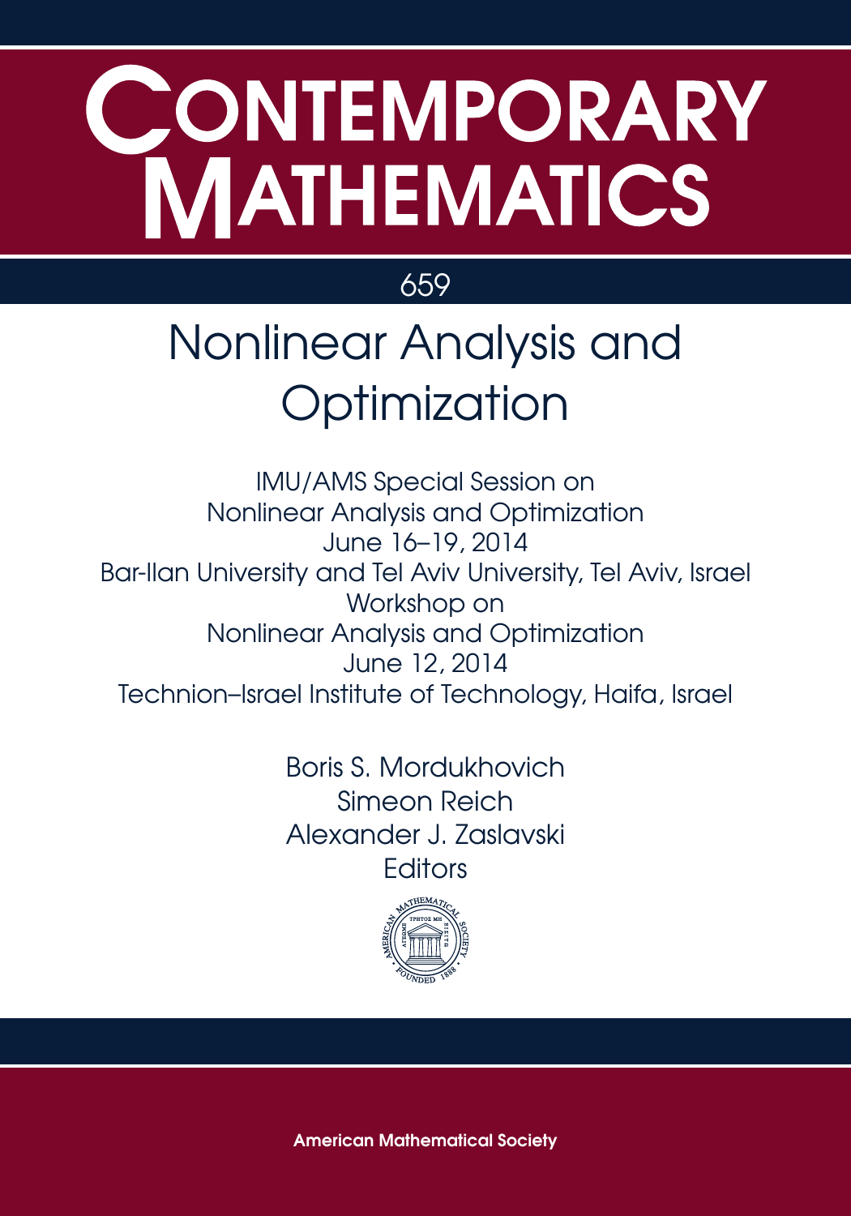# CONTEMPORARY MATHEMATICS

659

## Nonlinear Analysis and Optimization

IMU/AMS Special Session on
Nonlinear Analysis and Optimization
June 16–19, 2014
Bar-Ilan University and Tel Aviv University, Tel Aviv, Israel
Workshop on
Nonlinear Analysis and Optimization
June 12, 2014
Technion–Israel Institute of Technology, Haifa, Israel

Boris S. Mordukhovich
Simeon Reich
Alexander J. Zaslavski
Editors

**American Mathematical Society**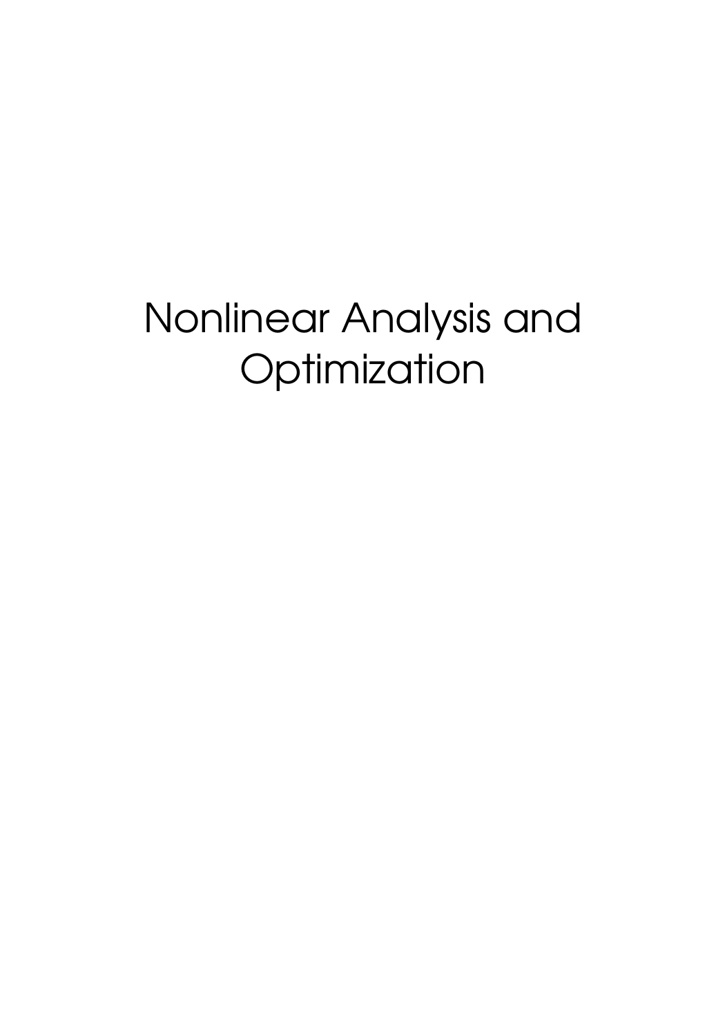# Nonlinear Analysis and Optimization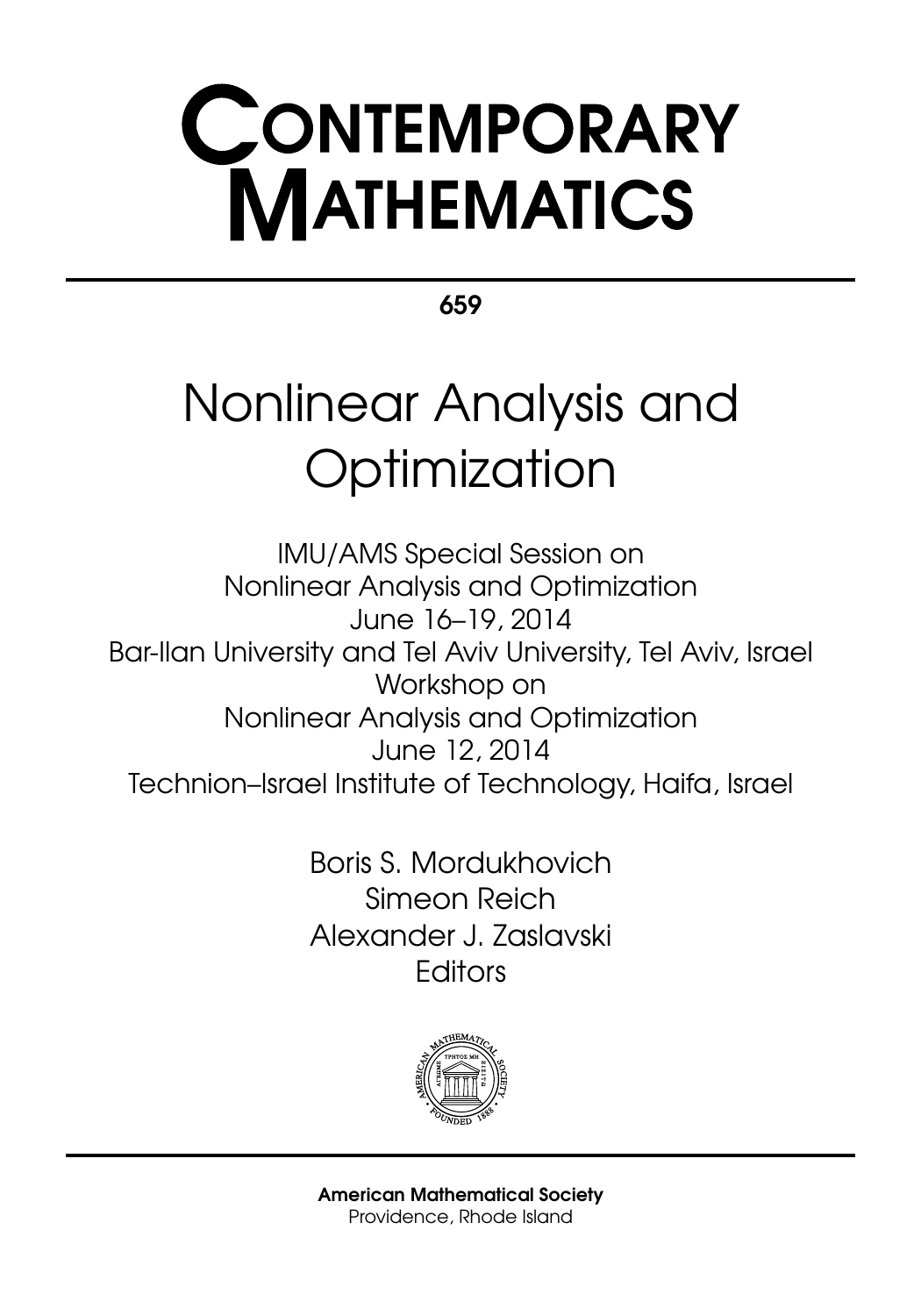# CONTEMPORARY MATHEMATICS

**659**

# Nonlinear Analysis and Optimization

IMU/AMS Special Session on
Nonlinear Analysis and Optimization
June 16–19, 2014
Bar-Ilan University and Tel Aviv University, Tel Aviv, Israel
Workshop on
Nonlinear Analysis and Optimization
June 12, 2014
Technion–Israel Institute of Technology, Haifa, Israel

Boris S. Mordukhovich
Simeon Reich
Alexander J. Zaslavski
Editors

**American Mathematical Society**
Providence, Rhode Island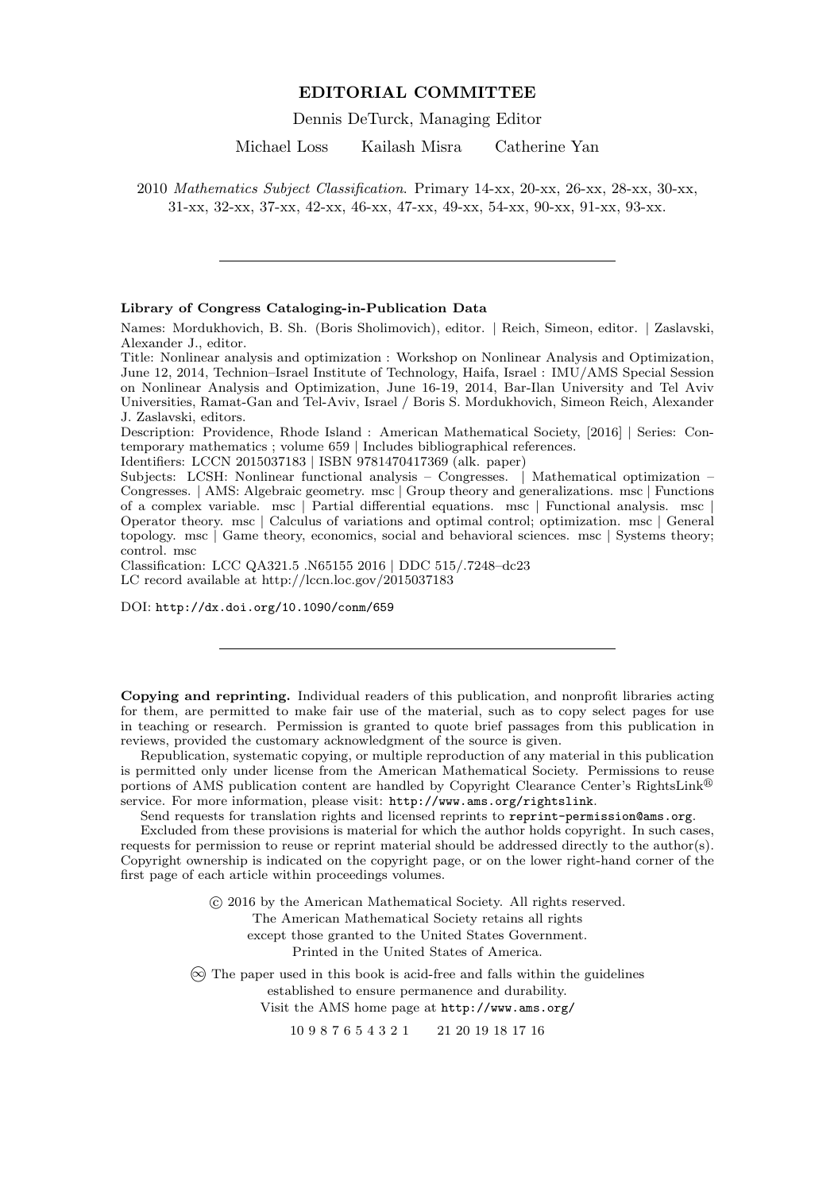## EDITORIAL COMMITTEE

Dennis DeTurck, Managing Editor

Michael Loss Kailash Misra Catherine Yan

2010 *Mathematics Subject Classification*. Primary 14-xx, 20-xx, 26-xx, 28-xx, 30-xx, 31-xx, 32-xx, 37-xx, 42-xx, 46-xx, 47-xx, 49-xx, 54-xx, 90-xx, 91-xx, 93-xx.

---

**Library of Congress Cataloging-in-Publication Data**

Names: Mordukhovich, B. Sh. (Boris Sholimovich), editor. | Reich, Simeon, editor. | Zaslavski, Alexander J., editor.

Title: Nonlinear analysis and optimization : Workshop on Nonlinear Analysis and Optimization, June 12, 2014, Technion–Israel Institute of Technology, Haifa, Israel : IMU/AMS Special Session on Nonlinear Analysis and Optimization, June 16-19, 2014, Bar-Ilan University and Tel Aviv Universities, Ramat-Gan and Tel-Aviv, Israel / Boris S. Mordukhovich, Simeon Reich, Alexander J. Zaslavski, editors.

Description: Providence, Rhode Island : American Mathematical Society, [2016] | Series: Contemporary mathematics ; volume 659 | Includes bibliographical references.

Identifiers: LCCN 2015037183 | ISBN 9781470417369 (alk. paper)

Subjects: LCSH: Nonlinear functional analysis – Congresses. | Mathematical optimization – Congresses. | AMS: Algebraic geometry. msc | Group theory and generalizations. msc | Functions of a complex variable. msc | Partial differential equations. msc | Functional analysis. msc | Operator theory. msc | Calculus of variations and optimal control; optimization. msc | General topology. msc | Game theory, economics, social and behavioral sciences. msc | Systems theory; control. msc

Classification: LCC QA321.5 .N65155 2016 | DDC 515/.7248–dc23

LC record available at http://lccn.loc.gov/2015037183

DOI: http://dx.doi.org/10.1090/conm/659

---

**Copying and reprinting.** Individual readers of this publication, and nonprofit libraries acting for them, are permitted to make fair use of the material, such as to copy select pages for use in teaching or research. Permission is granted to quote brief passages from this publication in reviews, provided the customary acknowledgment of the source is given.

Republication, systematic copying, or multiple reproduction of any material in this publication is permitted only under license from the American Mathematical Society. Permissions to reuse portions of AMS publication content are handled by Copyright Clearance Center's RightsLink® service. For more information, please visit: http://www.ams.org/rightslink.

Send requests for translation rights and licensed reprints to reprint-permission@ams.org.

Excluded from these provisions is material for which the author holds copyright. In such cases, requests for permission to reuse or reprint material should be addressed directly to the author(s). Copyright ownership is indicated on the copyright page, or on the lower right-hand corner of the first page of each article within proceedings volumes.

© 2016 by the American Mathematical Society. All rights reserved.
The American Mathematical Society retains all rights
except those granted to the United States Government.
Printed in the United States of America.

∞ The paper used in this book is acid-free and falls within the guidelines
established to ensure permanence and durability.
Visit the AMS home page at http://www.ams.org/

10 9 8 7 6 5 4 3 2 1 21 20 19 18 17 16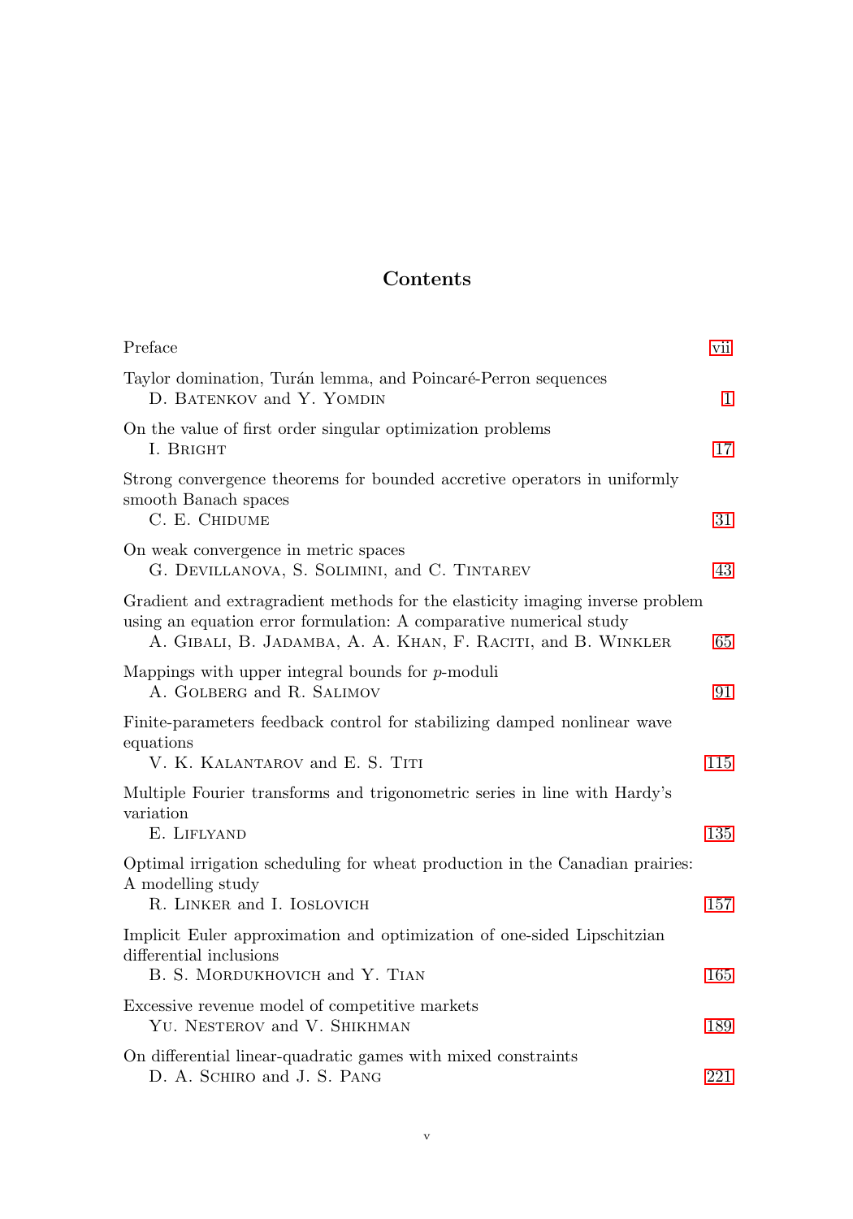# Contents

| | |
|---|---|
| Preface | vii |
| Taylor domination, Turán lemma, and Poincaré-Perron sequences<br>D. Batenkov and Y. Yomdin | 1 |
| On the value of first order singular optimization problems<br>I. Bright | 17 |
| Strong convergence theorems for bounded accretive operators in uniformly smooth Banach spaces<br>C. E. Chidume | 31 |
| On weak convergence in metric spaces<br>G. Devillanova, S. Solimini, and C. Tintarev | 43 |
| Gradient and extragradient methods for the elasticity imaging inverse problem using an equation error formulation: A comparative numerical study<br>A. Gibali, B. Jadamba, A. A. Khan, F. Raciti, and B. Winkler | 65 |
| Mappings with upper integral bounds for $p$-moduli<br>A. Golberg and R. Salimov | 91 |
| Finite-parameters feedback control for stabilizing damped nonlinear wave equations<br>V. K. Kalantarov and E. S. Titi | 115 |
| Multiple Fourier transforms and trigonometric series in line with Hardy's variation<br>E. Liflyand | 135 |
| Optimal irrigation scheduling for wheat production in the Canadian prairies: A modelling study<br>R. Linker and I. Ioslovich | 157 |
| Implicit Euler approximation and optimization of one-sided Lipschitzian differential inclusions<br>B. S. Mordukhovich and Y. Tian | 165 |
| Excessive revenue model of competitive markets<br>Yu. Nesterov and V. Shikhman | 189 |
| On differential linear-quadratic games with mixed constraints<br>D. A. Schiro and J. S. Pang | 221 |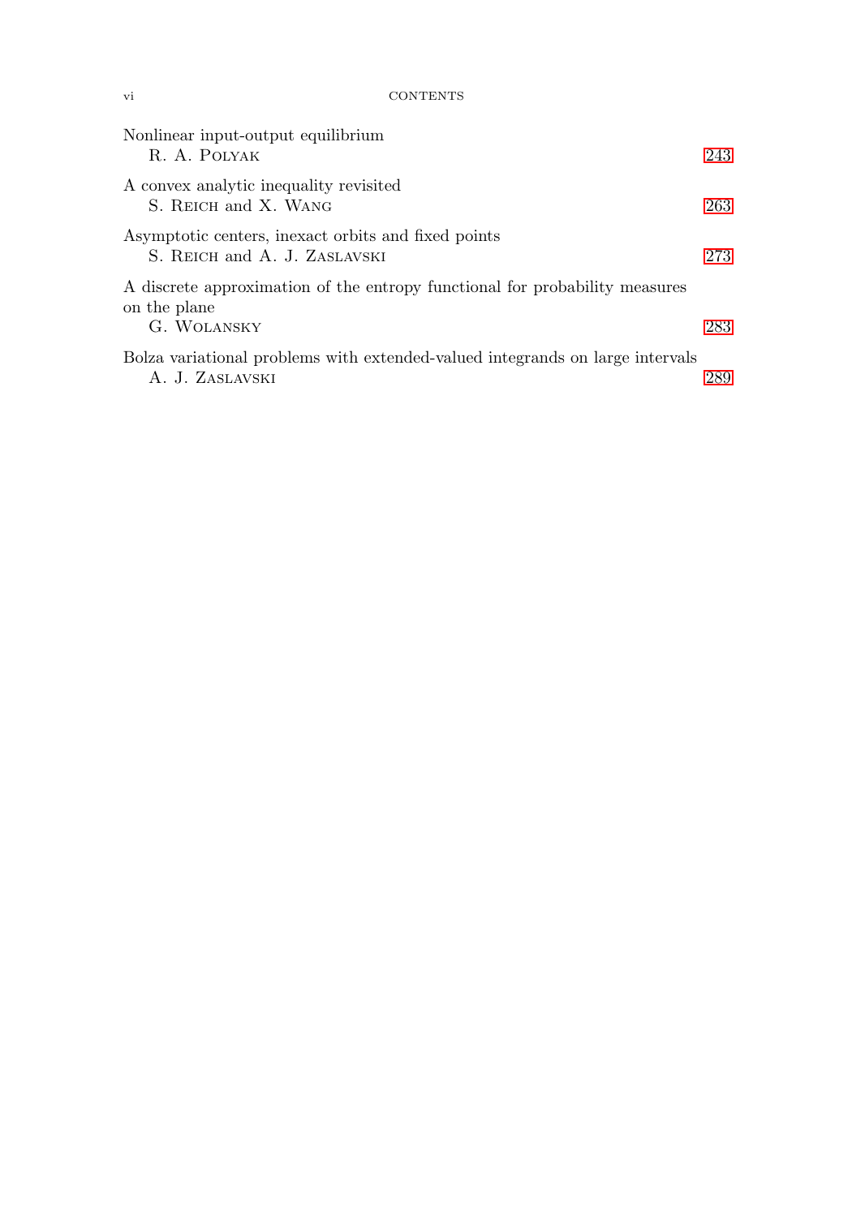Nonlinear input-output equilibrium
R. A. Polyak ... 243

A convex analytic inequality revisited
S. Reich and X. Wang ... 263

Asymptotic centers, inexact orbits and fixed points
S. Reich and A. J. Zaslavski ... 273

A discrete approximation of the entropy functional for probability measures on the plane
G. Wolansky ... 283

Bolza variational problems with extended-valued integrands on large intervals
A. J. Zaslavski ... 289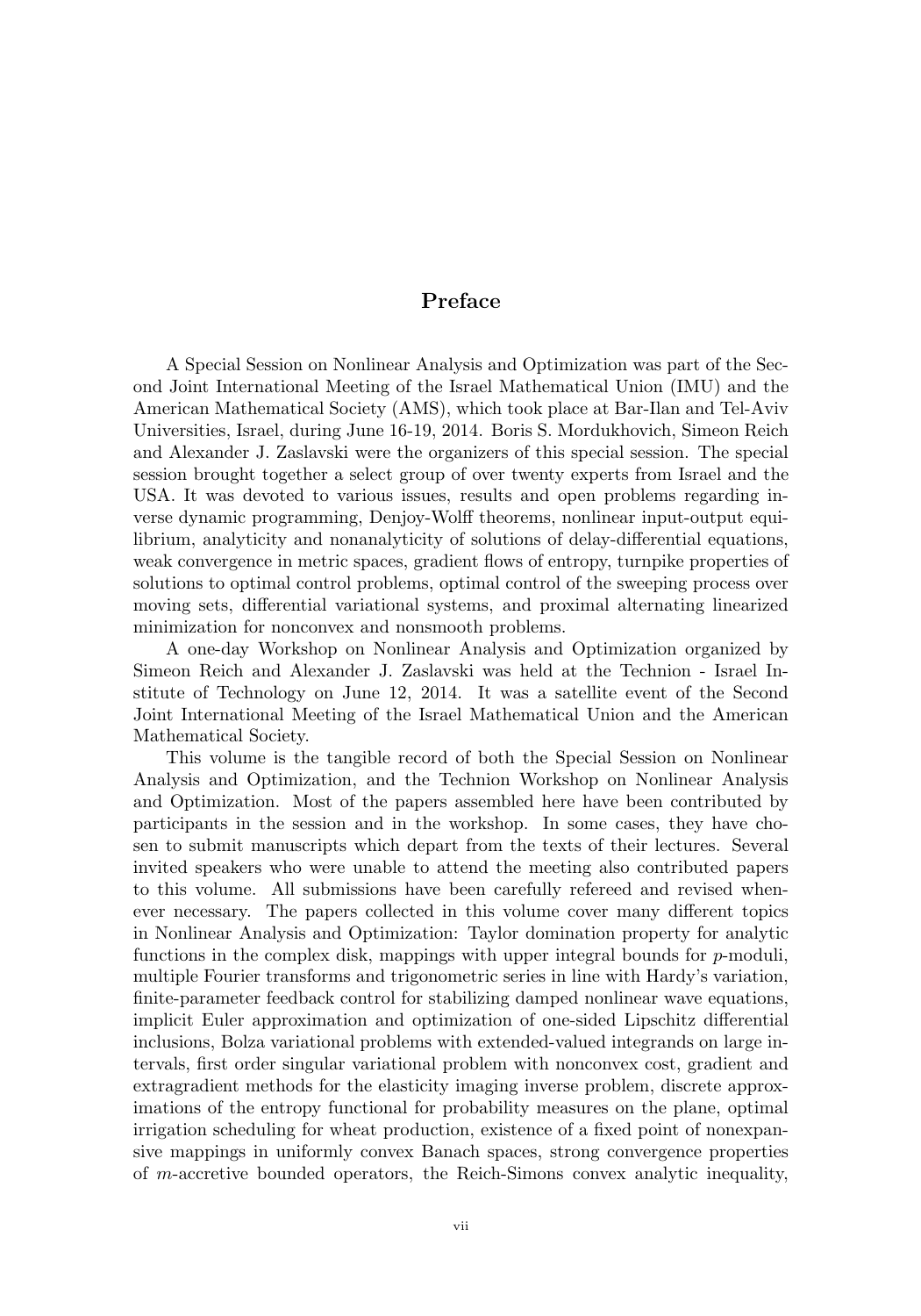# Preface

A Special Session on Nonlinear Analysis and Optimization was part of the Second Joint International Meeting of the Israel Mathematical Union (IMU) and the American Mathematical Society (AMS), which took place at Bar-Ilan and Tel-Aviv Universities, Israel, during June 16-19, 2014. Boris S. Mordukhovich, Simeon Reich and Alexander J. Zaslavski were the organizers of this special session. The special session brought together a select group of over twenty experts from Israel and the USA. It was devoted to various issues, results and open problems regarding inverse dynamic programming, Denjoy-Wolff theorems, nonlinear input-output equilibrium, analyticity and nonanalyticity of solutions of delay-differential equations, weak convergence in metric spaces, gradient flows of entropy, turnpike properties of solutions to optimal control problems, optimal control of the sweeping process over moving sets, differential variational systems, and proximal alternating linearized minimization for nonconvex and nonsmooth problems.

A one-day Workshop on Nonlinear Analysis and Optimization organized by Simeon Reich and Alexander J. Zaslavski was held at the Technion - Israel Institute of Technology on June 12, 2014. It was a satellite event of the Second Joint International Meeting of the Israel Mathematical Union and the American Mathematical Society.

This volume is the tangible record of both the Special Session on Nonlinear Analysis and Optimization, and the Technion Workshop on Nonlinear Analysis and Optimization. Most of the papers assembled here have been contributed by participants in the session and in the workshop. In some cases, they have chosen to submit manuscripts which depart from the texts of their lectures. Several invited speakers who were unable to attend the meeting also contributed papers to this volume. All submissions have been carefully refereed and revised whenever necessary. The papers collected in this volume cover many different topics in Nonlinear Analysis and Optimization: Taylor domination property for analytic functions in the complex disk, mappings with upper integral bounds for $p$-moduli, multiple Fourier transforms and trigonometric series in line with Hardy's variation, finite-parameter feedback control for stabilizing damped nonlinear wave equations, implicit Euler approximation and optimization of one-sided Lipschitz differential inclusions, Bolza variational problems with extended-valued integrands on large intervals, first order singular variational problem with nonconvex cost, gradient and extragradient methods for the elasticity imaging inverse problem, discrete approximations of the entropy functional for probability measures on the plane, optimal irrigation scheduling for wheat production, existence of a fixed point of nonexpansive mappings in uniformly convex Banach spaces, strong convergence properties of $m$-accretive bounded operators, the Reich-Simons convex analytic inequality,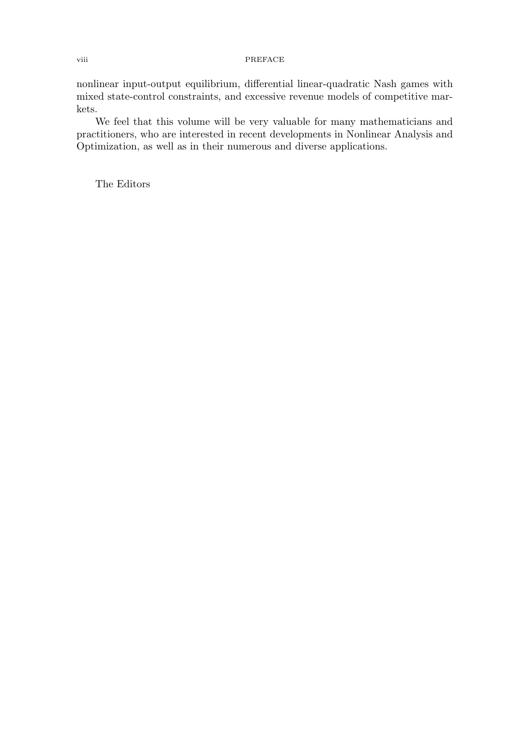nonlinear input-output equilibrium, differential linear-quadratic Nash games with mixed state-control constraints, and excessive revenue models of competitive markets.

We feel that this volume will be very valuable for many mathematicians and practitioners, who are interested in recent developments in Nonlinear Analysis and Optimization, as well as in their numerous and diverse applications.

The Editors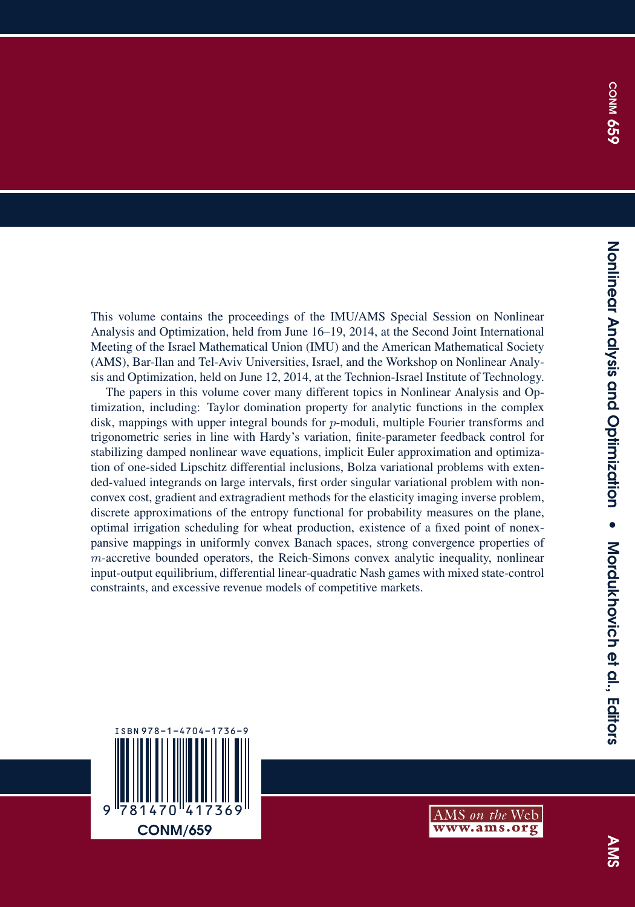This volume contains the proceedings of the IMU/AMS Special Session on Nonlinear Analysis and Optimization, held from June 16–19, 2014, at the Second Joint International Meeting of the Israel Mathematical Union (IMU) and the American Mathematical Society (AMS), Bar-Ilan and Tel-Aviv Universities, Israel, and the Workshop on Nonlinear Analysis and Optimization, held on June 12, 2014, at the Technion-Israel Institute of Technology.

The papers in this volume cover many different topics in Nonlinear Analysis and Optimization, including: Taylor domination property for analytic functions in the complex disk, mappings with upper integral bounds for $p$-moduli, multiple Fourier transforms and trigonometric series in line with Hardy's variation, finite-parameter feedback control for stabilizing damped nonlinear wave equations, implicit Euler approximation and optimization of one-sided Lipschitz differential inclusions, Bolza variational problems with extended-valued integrands on large intervals, first order singular variational problem with nonconvex cost, gradient and extragradient methods for the elasticity imaging inverse problem, discrete approximations of the entropy functional for probability measures on the plane, optimal irrigation scheduling for wheat production, existence of a fixed point of nonexpansive mappings in uniformly convex Banach spaces, strong convergence properties of $m$-accretive bounded operators, the Reich-Simons convex analytic inequality, nonlinear input-output equilibrium, differential linear-quadratic Nash games with mixed state-control constraints, and excessive revenue models of competitive markets.

ISBN 978-1-4704-1736-9

9 781470 417369

CONM/659

AMS *on the* Web
www.ams.org

CONM 659

Nonlinear Analysis and Optimization • Mordukhovich et al., Editors

AMS